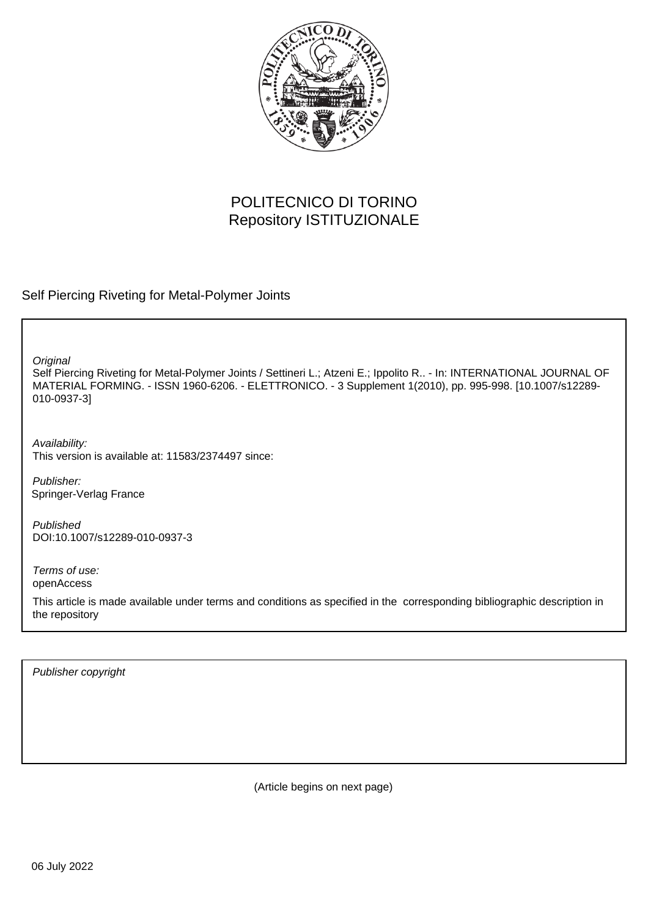POLITECNICO DI TORINO
Repository ISTITUZIONALE

Self Piercing Riveting for Metal-Polymer Joints

*Original*
Self Piercing Riveting for Metal-Polymer Joints / Settineri L.; Atzeni E.; Ippolito R.. - In: INTERNATIONAL JOURNAL OF MATERIAL FORMING. - ISSN 1960-6206. - ELETTRONICO. - 3 Supplement 1(2010), pp. 995-998. [10.1007/s12289-010-0937-3]

*Availability:*
This version is available at: 11583/2374497 since:

*Publisher:*
Springer-Verlag France

*Published*
DOI:10.1007/s12289-010-0937-3

*Terms of use:*
openAccess

This article is made available under terms and conditions as specified in the corresponding bibliographic description in the repository

*Publisher copyright*

(Article begins on next page)

06 July 2022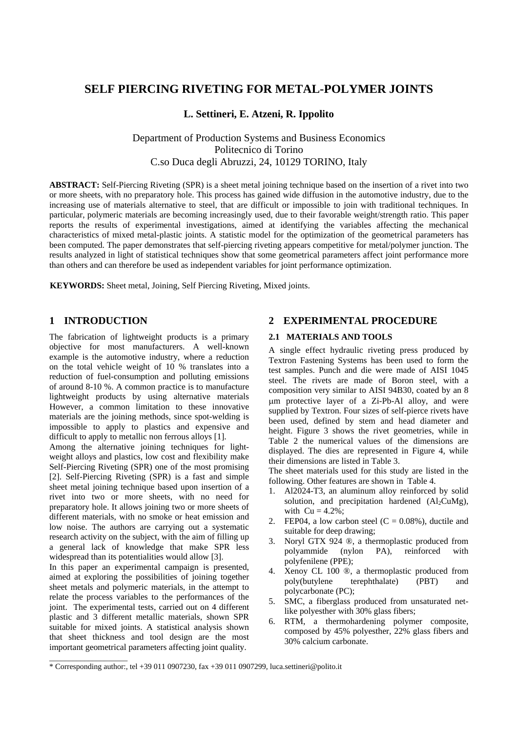# SELF PIERCING RIVETING FOR METAL-POLYMER JOINTS

**L. Settineri, E. Atzeni, R. Ippolito**

Department of Production Systems and Business Economics
Politecnico di Torino
C.so Duca degli Abruzzi, 24, 10129 TORINO, Italy

**ABSTRACT:** Self-Piercing Riveting (SPR) is a sheet metal joining technique based on the insertion of a rivet into two or more sheets, with no preparatory hole. This process has gained wide diffusion in the automotive industry, due to the increasing use of materials alternative to steel, that are difficult or impossible to join with traditional techniques. In particular, polymeric materials are becoming increasingly used, due to their favorable weight/strength ratio. This paper reports the results of experimental investigations, aimed at identifying the variables affecting the mechanical characteristics of mixed metal-plastic joints. A statistic model for the optimization of the geometrical parameters has been computed. The paper demonstrates that self-piercing riveting appears competitive for metal/polymer junction. The results analyzed in light of statistical techniques show that some geometrical parameters affect joint performance more than others and can therefore be used as independent variables for joint performance optimization.

**KEYWORDS:** Sheet metal, Joining, Self Piercing Riveting, Mixed joints.

## 1 INTRODUCTION

The fabrication of lightweight products is a primary objective for most manufacturers. A well-known example is the automotive industry, where a reduction on the total vehicle weight of 10 % translates into a reduction of fuel-consumption and polluting emissions of around 8-10 %. A common practice is to manufacture lightweight products by using alternative materials However, a common limitation to these innovative materials are the joining methods, since spot-welding is impossible to apply to plastics and expensive and difficult to apply to metallic non ferrous alloys [1].

Among the alternative joining techniques for light-weight alloys and plastics, low cost and flexibility make Self-Piercing Riveting (SPR) one of the most promising [2]. Self-Piercing Riveting (SPR) is a fast and simple sheet metal joining technique based upon insertion of a rivet into two or more sheets, with no need for preparatory hole. It allows joining two or more sheets of different materials, with no smoke or heat emission and low noise. The authors are carrying out a systematic research activity on the subject, with the aim of filling up a general lack of knowledge that make SPR less widespread than its potentialities would allow [3].

In this paper an experimental campaign is presented, aimed at exploring the possibilities of joining together sheet metals and polymeric materials, in the attempt to relate the process variables to the performances of the joint. The experimental tests, carried out on 4 different plastic and 3 different metallic materials, shown SPR suitable for mixed joints. A statistical analysis shown that sheet thickness and tool design are the most important geometrical parameters affecting joint quality.

## 2 EXPERIMENTAL PROCEDURE

### 2.1 MATERIALS AND TOOLS

A single effect hydraulic riveting press produced by Textron Fastening Systems has been used to form the test samples. Punch and die were made of AISI 1045 steel. The rivets are made of Boron steel, with a composition very similar to AISI 94B30, coated by an 8 μm protective layer of a Zi-Pb-Al alloy, and were supplied by Textron. Four sizes of self-pierce rivets have been used, defined by stem and head diameter and height. Figure 3 shows the rivet geometries, while in Table 2 the numerical values of the dimensions are displayed. The dies are represented in Figure 4, while their dimensions are listed in Table 3.

The sheet materials used for this study are listed in the following. Other features are shown in Table 4.

1. Al2024-T3, an aluminum alloy reinforced by solid solution, and precipitation hardened ($Al_2CuMg$), with Cu = 4.2%;
2. FEP04, a low carbon steel (C = 0.08%), ductile and suitable for deep drawing;
3. Noryl GTX 924 ®, a thermoplastic produced from polyammide (nylon PA), reinforced with polyfenilene (PPE);
4. Xenoy CL 100 ®, a thermoplastic produced from poly(butylene terephthalate) (PBT) and polycarbonate (PC);
5. SMC, a fiberglass produced from unsaturated net-like polyesther with 30% glass fibers;
6. RTM, a thermohardening polymer composite, composed by 45% polyesther, 22% glass fibers and 30% calcium carbonate.

\* Corresponding author:, tel +39 011 0907230, fax +39 011 0907299, luca.settineri@polito.it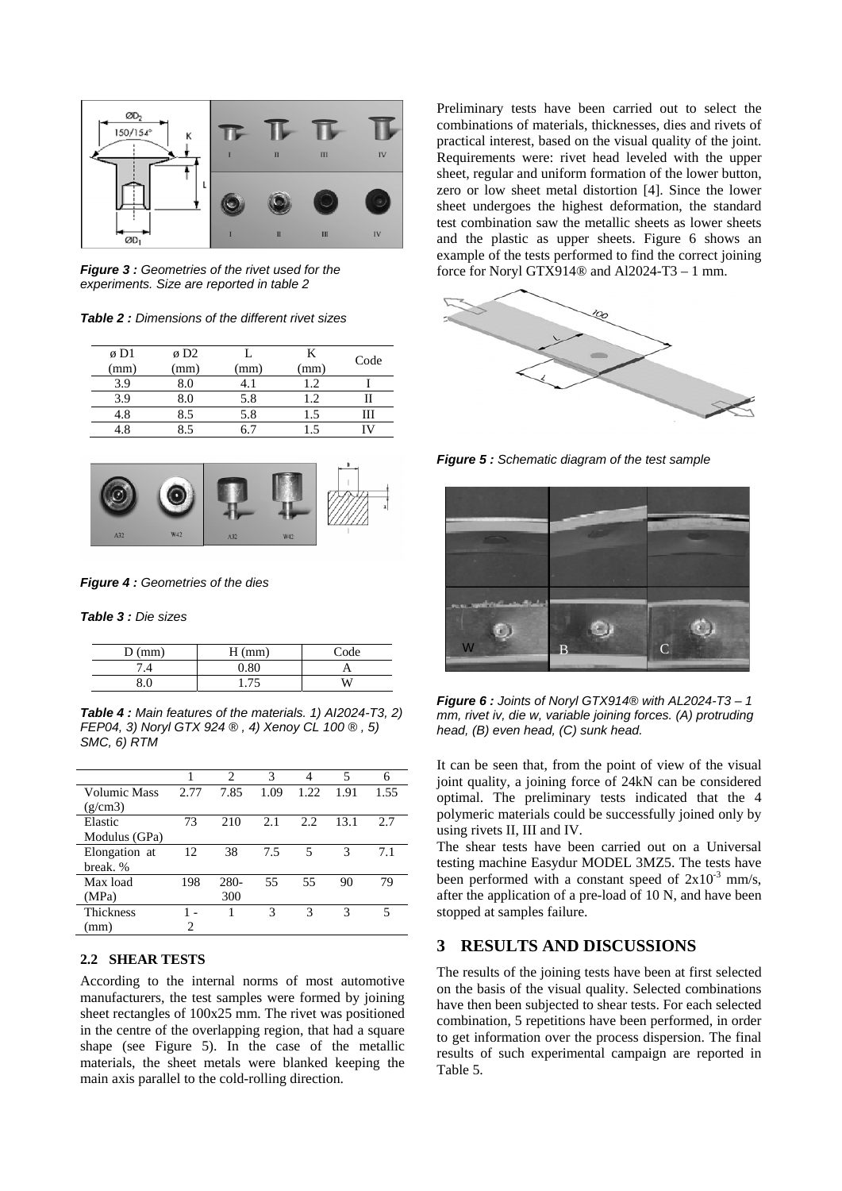*Figure 3 : Geometries of the rivet used for the experiments. Size are reported in table 2*

*Table 2 : Dimensions of the different rivet sizes*

| ø D1 (mm) | ø D2 (mm) | L (mm) | K (mm) | Code |
|---|---|---|---|---|
| 3.9 | 8.0 | 4.1 | 1.2 | I |
| 3.9 | 8.0 | 5.8 | 1.2 | II |
| 4.8 | 8.5 | 5.8 | 1.5 | III |
| 4.8 | 8.5 | 6.7 | 1.5 | IV |

*Figure 4 : Geometries of the dies*

*Table 3 : Die sizes*

| D (mm) | H (mm) | Code |
|---|---|---|
| 7.4 | 0.80 | A |
| 8.0 | 1.75 | W |

*Table 4 : Main features of the materials. 1) Al2024-T3, 2) FEP04, 3) Noryl GTX 924 ® , 4) Xenoy CL 100 ® , 5) SMC, 6) RTM*

| | 1 | 2 | 3 | 4 | 5 | 6 |
|---|---|---|---|---|---|---|
| Volumic Mass (g/cm3) | 2.77 | 7.85 | 1.09 | 1.22 | 1.91 | 1.55 |
| Elastic Modulus (GPa) | 73 | 210 | 2.1 | 2.2 | 13.1 | 2.7 |
| Elongation at break. % | 12 | 38 | 7.5 | 5 | 3 | 7.1 |
| Max load (MPa) | 198 | 280-300 | 55 | 55 | 90 | 79 |
| Thickness (mm) | 1 - 2 | 1 | 3 | 3 | 3 | 5 |

### 2.2 SHEAR TESTS

According to the internal norms of most automotive manufacturers, the test samples were formed by joining sheet rectangles of 100x25 mm. The rivet was positioned in the centre of the overlapping region, that had a square shape (see Figure 5). In the case of the metallic materials, the sheet metals were blanked keeping the main axis parallel to the cold-rolling direction.

Preliminary tests have been carried out to select the combinations of materials, thicknesses, dies and rivets of practical interest, based on the visual quality of the joint. Requirements were: rivet head leveled with the upper sheet, regular and uniform formation of the lower button, zero or low sheet metal distortion [4]. Since the lower sheet undergoes the highest deformation, the standard test combination saw the metallic sheets as lower sheets and the plastic as upper sheets. Figure 6 shows an example of the tests performed to find the correct joining force for Noryl GTX914® and Al2024-T3 – 1 mm.

*Figure 5 : Schematic diagram of the test sample*

*Figure 6 : Joints of Noryl GTX914® with AL2024-T3 – 1 mm, rivet iv, die w, variable joining forces. (A) protruding head, (B) even head, (C) sunk head.*

It can be seen that, from the point of view of the visual joint quality, a joining force of 24kN can be considered optimal. The preliminary tests indicated that the 4 polymeric materials could be successfully joined only by using rivets II, III and IV.

The shear tests have been carried out on a Universal testing machine Easydur MODEL 3MZ5. The tests have been performed with a constant speed of $2x10^{-3}$ mm/s, after the application of a pre-load of 10 N, and have been stopped at samples failure.

## 3 RESULTS AND DISCUSSIONS

The results of the joining tests have been at first selected on the basis of the visual quality. Selected combinations have then been subjected to shear tests. For each selected combination, 5 repetitions have been performed, in order to get information over the process dispersion. The final results of such experimental campaign are reported in Table 5.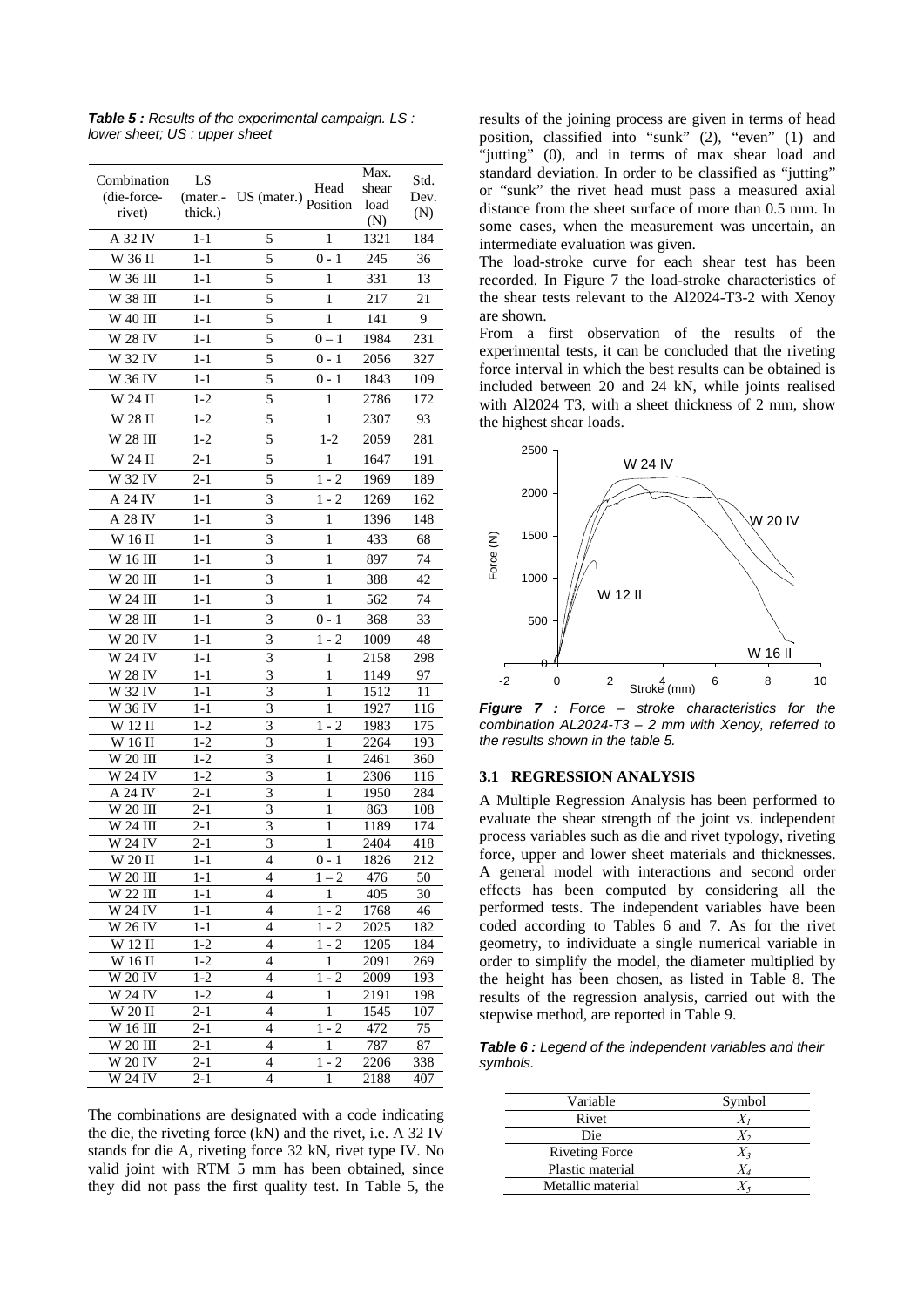***Table 5 :*** *Results of the experimental campaign. LS : lower sheet; US : upper sheet*

| Combination (die-force-rivet) | LS (mater.- thick.) | US (mater.) | Head Position | Max. shear load (N) | Std. Dev. (N) |
|---|---|---|---|---|---|
| A 32 IV | 1-1 | 5 | 1 | 1321 | 184 |
| W 36 II | 1-1 | 5 | 0 - 1 | 245 | 36 |
| W 36 III | 1-1 | 5 | 1 | 331 | 13 |
| W 38 III | 1-1 | 5 | 1 | 217 | 21 |
| W 40 III | 1-1 | 5 | 1 | 141 | 9 |
| W 28 IV | 1-1 | 5 | 0 – 1 | 1984 | 231 |
| W 32 IV | 1-1 | 5 | 0 - 1 | 2056 | 327 |
| W 36 IV | 1-1 | 5 | 0 - 1 | 1843 | 109 |
| W 24 II | 1-2 | 5 | 1 | 2786 | 172 |
| W 28 II | 1-2 | 5 | 1 | 2307 | 93 |
| W 28 III | 1-2 | 5 | 1-2 | 2059 | 281 |
| W 24 II | 2-1 | 5 | 1 | 1647 | 191 |
| W 32 IV | 2-1 | 5 | 1 - 2 | 1969 | 189 |
| A 24 IV | 1-1 | 3 | 1 - 2 | 1269 | 162 |
| A 28 IV | 1-1 | 3 | 1 | 1396 | 148 |
| W 16 II | 1-1 | 3 | 1 | 433 | 68 |
| W 16 III | 1-1 | 3 | 1 | 897 | 74 |
| W 20 III | 1-1 | 3 | 1 | 388 | 42 |
| W 24 III | 1-1 | 3 | 1 | 562 | 74 |
| W 28 III | 1-1 | 3 | 0 - 1 | 368 | 33 |
| W 20 IV | 1-1 | 3 | 1 - 2 | 1009 | 48 |
| W 24 IV | 1-1 | 3 | 1 | 2158 | 298 |
| W 28 IV | 1-1 | 3 | 1 | 1149 | 97 |
| W 32 IV | 1-1 | 3 | 1 | 1512 | 11 |
| W 36 IV | 1-1 | 3 | 1 | 1927 | 116 |
| W 12 II | 1-2 | 3 | 1 - 2 | 1983 | 175 |
| W 16 II | 1-2 | 3 | 1 | 2264 | 193 |
| W 20 III | 1-2 | 3 | 1 | 2461 | 360 |
| W 24 IV | 1-2 | 3 | 1 | 2306 | 116 |
| A 24 IV | 2-1 | 3 | 1 | 1950 | 284 |
| W 20 III | 2-1 | 3 | 1 | 863 | 108 |
| W 24 III | 2-1 | 3 | 1 | 1189 | 174 |
| W 24 IV | 2-1 | 3 | 1 | 2404 | 418 |
| W 20 II | 1-1 | 4 | 0 - 1 | 1826 | 212 |
| W 20 III | 1-1 | 4 | 1 – 2 | 476 | 50 |
| W 22 III | 1-1 | 4 | 1 | 405 | 30 |
| W 24 IV | 1-1 | 4 | 1 - 2 | 1768 | 46 |
| W 26 IV | 1-1 | 4 | 1 - 2 | 2025 | 182 |
| W 12 II | 1-2 | 4 | 1 - 2 | 1205 | 184 |
| W 16 II | 1-2 | 4 | 1 | 2091 | 269 |
| W 20 IV | 1-2 | 4 | 1 - 2 | 2009 | 193 |
| W 24 IV | 1-2 | 4 | 1 | 2191 | 198 |
| W 20 II | 2-1 | 4 | 1 | 1545 | 107 |
| W 16 III | 2-1 | 4 | 1 - 2 | 472 | 75 |
| W 20 III | 2-1 | 4 | 1 | 787 | 87 |
| W 20 IV | 2-1 | 4 | 1 - 2 | 2206 | 338 |
| W 24 IV | 2-1 | 4 | 1 | 2188 | 407 |

The combinations are designated with a code indicating the die, the riveting force (kN) and the rivet, i.e. A 32 IV stands for die A, riveting force 32 kN, rivet type IV. No valid joint with RTM 5 mm has been obtained, since they did not pass the first quality test. In Table 5, the results of the joining process are given in terms of head position, classified into "sunk" (2), "even" (1) and "jutting" (0), and in terms of max shear load and standard deviation. In order to be classified as "jutting" or "sunk" the rivet head must pass a measured axial distance from the sheet surface of more than 0.5 mm. In some cases, when the measurement was uncertain, an intermediate evaluation was given.

The load-stroke curve for each shear test has been recorded. In Figure 7 the load-stroke characteristics of the shear tests relevant to the Al2024-T3-2 with Xenoy are shown.

From a first observation of the results of the experimental tests, it can be concluded that the riveting force interval in which the best results can be obtained is included between 20 and 24 kN, while joints realised with Al2024 T3, with a sheet thickness of 2 mm, show the highest shear loads.

***Figure 7 :*** *Force – stroke characteristics for the combination AL2024-T3 – 2 mm with Xenoy, referred to the results shown in the table 5.*

### 3.1 REGRESSION ANALYSIS

A Multiple Regression Analysis has been performed to evaluate the shear strength of the joint vs. independent process variables such as die and rivet typology, riveting force, upper and lower sheet materials and thicknesses. A general model with interactions and second order effects has been computed by considering all the performed tests. The independent variables have been coded according to Tables 6 and 7. As for the rivet geometry, to individuate a single numerical variable in order to simplify the model, the diameter multiplied by the height has been chosen, as listed in Table 8. The results of the regression analysis, carried out with the stepwise method, are reported in Table 9.

***Table 6 :*** *Legend of the independent variables and their symbols.*

| Variable | Symbol |
|---|---|
| Rivet | $X_1$ |
| Die | $X_2$ |
| Riveting Force | $X_3$ |
| Plastic material | $X_4$ |
| Metallic material | $X_5$ |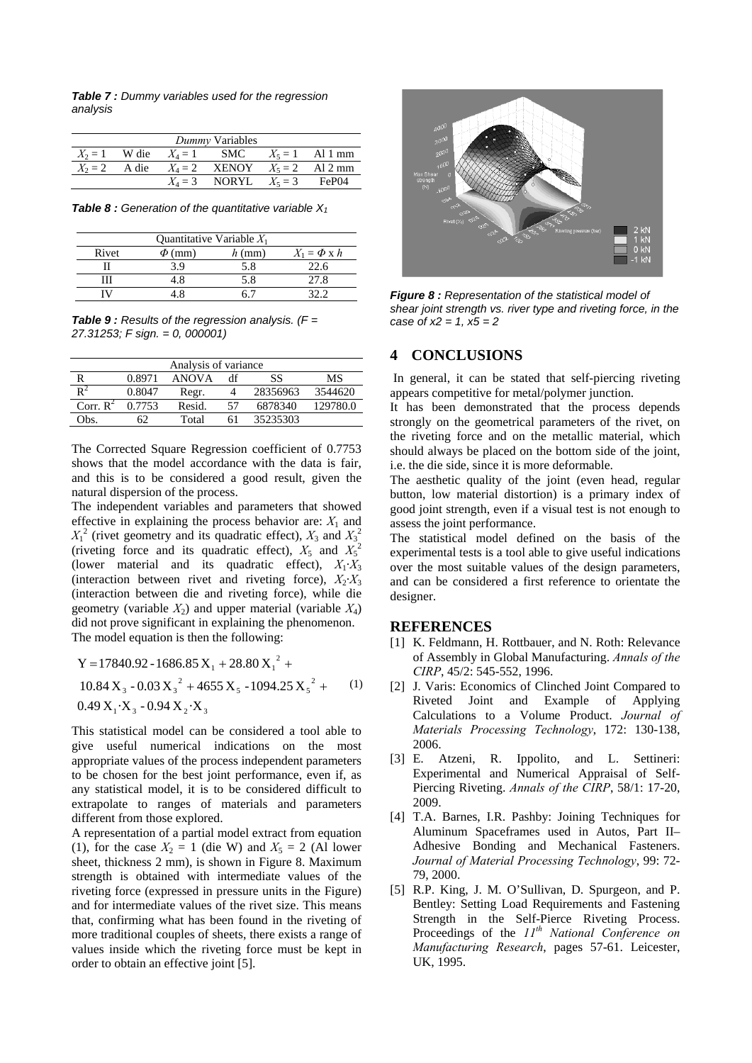*Table 7 : Dummy variables used for the regression analysis*

| *Dummy* Variables | | | | | |
|---|---|---|---|---|---|
| $X_2 = 1$ | W die | $X_4 = 1$ | SMC | $X_5 = 1$ | Al 1 mm |
| $X_2 = 2$ | A die | $X_4 = 2$ | XENOY | $X_5 = 2$ | Al 2 mm |
| | | $X_4 = 3$ | NORYL | $X_5 = 3$ | FeP04 |

*Table 8 : Generation of the quantitative variable $X_1$*

| Quantitative Variable $X_1$ | | | |
|---|---|---|---|
| Rivet | $\Phi$ (mm) | $h$ (mm) | $X_1 = \Phi \times h$ |
| II | 3.9 | 5.8 | 22.6 |
| III | 4.8 | 5.8 | 27.8 |
| IV | 4.8 | 6.7 | 32.2 |

*Table 9 : Results of the regression analysis. (F = 27.31253; F sign. = 0, 000001)*

| Analysis of variance | | | | | |
|---|---|---|---|---|---|
| R | 0.8971 | ANOVA | df | SS | MS |
| $R^2$ | 0.8047 | Regr. | 4 | 28356963 | 3544620 |
| Corr. $R^2$ | 0.7753 | Resid. | 57 | 6878340 | 129780.0 |
| Obs. | 62 | Total | 61 | 35235303 | |

The Corrected Square Regression coefficient of 0.7753 shows that the model accordance with the data is fair, and this is to be considered a good result, given the natural dispersion of the process.

The independent variables and parameters that showed effective in explaining the process behavior are: $X_1$ and $X_1^2$ (rivet geometry and its quadratic effect), $X_3$ and $X_3^2$ (riveting force and its quadratic effect), $X_5$ and $X_5^2$ (lower material and its quadratic effect), $X_1 \cdot X_3$ (interaction between rivet and riveting force), $X_2 \cdot X_3$ (interaction between die and riveting force), while die geometry (variable $X_2$) and upper material (variable $X_4$) did not prove significant in explaining the phenomenon.

The model equation is then the following:

$$
\begin{aligned}
Y = & \,17840.92 - 1686.85\, X_1 + 28.80\, X_1^2 + \\
& 10.84\, X_3 - 0.03\, X_3^2 + 4655\, X_5 - 1094.25\, X_5^2 + \\
& 0.49\, X_1 \cdot X_3 - 0.94\, X_2 \cdot X_3
\end{aligned} \quad (1)
$$

This statistical model can be considered a tool able to give useful numerical indications on the most appropriate values of the process independent parameters to be chosen for the best joint performance, even if, as any statistical model, it is to be considered difficult to extrapolate to ranges of materials and parameters different from those explored.

A representation of a partial model extract from equation (1), for the case $X_2 = 1$ (die W) and $X_5 = 2$ (Al lower sheet, thickness 2 mm), is shown in Figure 8. Maximum strength is obtained with intermediate values of the riveting force (expressed in pressure units in the Figure) and for intermediate values of the rivet size. This means that, confirming what has been found in the riveting of more traditional couples of sheets, there exists a range of values inside which the riveting force must be kept in order to obtain an effective joint [5].

Max Shear strength (N)
Rivet (X1)
Riveting pressure (bar)
2 kN
1 kN
0 kN
-1 kN

*Figure 8 : Representation of the statistical model of shear joint strength vs. river type and riveting force, in the case of x2 = 1, x5 = 2*

## 4 CONCLUSIONS

In general, it can be stated that self-piercing riveting appears competitive for metal/polymer junction.

It has been demonstrated that the process depends strongly on the geometrical parameters of the rivet, on the riveting force and on the metallic material, which should always be placed on the bottom side of the joint, i.e. the die side, since it is more deformable.

The aesthetic quality of the joint (even head, regular button, low material distortion) is a primary index of good joint strength, even if a visual test is not enough to assess the joint performance.

The statistical model defined on the basis of the experimental tests is a tool able to give useful indications over the most suitable values of the design parameters, and can be considered a first reference to orientate the designer.

## REFERENCES

[1] K. Feldmann, H. Rottbauer, and N. Roth: Relevance of Assembly in Global Manufacturing. *Annals of the CIRP*, 45/2: 545-552, 1996.

[2] J. Varis: Economics of Clinched Joint Compared to Riveted Joint and Example of Applying Calculations to a Volume Product. *Journal of Materials Processing Technology*, 172: 130-138, 2006.

[3] E. Atzeni, R. Ippolito, and L. Settineri: Experimental and Numerical Appraisal of Self-Piercing Riveting. *Annals of the CIRP*, 58/1: 17-20, 2009.

[4] T.A. Barnes, I.R. Pashby: Joining Techniques for Aluminum Spaceframes used in Autos, Part II– Adhesive Bonding and Mechanical Fasteners. *Journal of Material Processing Technology*, 99: 72-79, 2000.

[5] R.P. King, J. M. O'Sullivan, D. Spurgeon, and P. Bentley: Setting Load Requirements and Fastening Strength in the Self-Pierce Riveting Process. Proceedings of the *11th National Conference on Manufacturing Research*, pages 57-61. Leicester, UK, 1995.